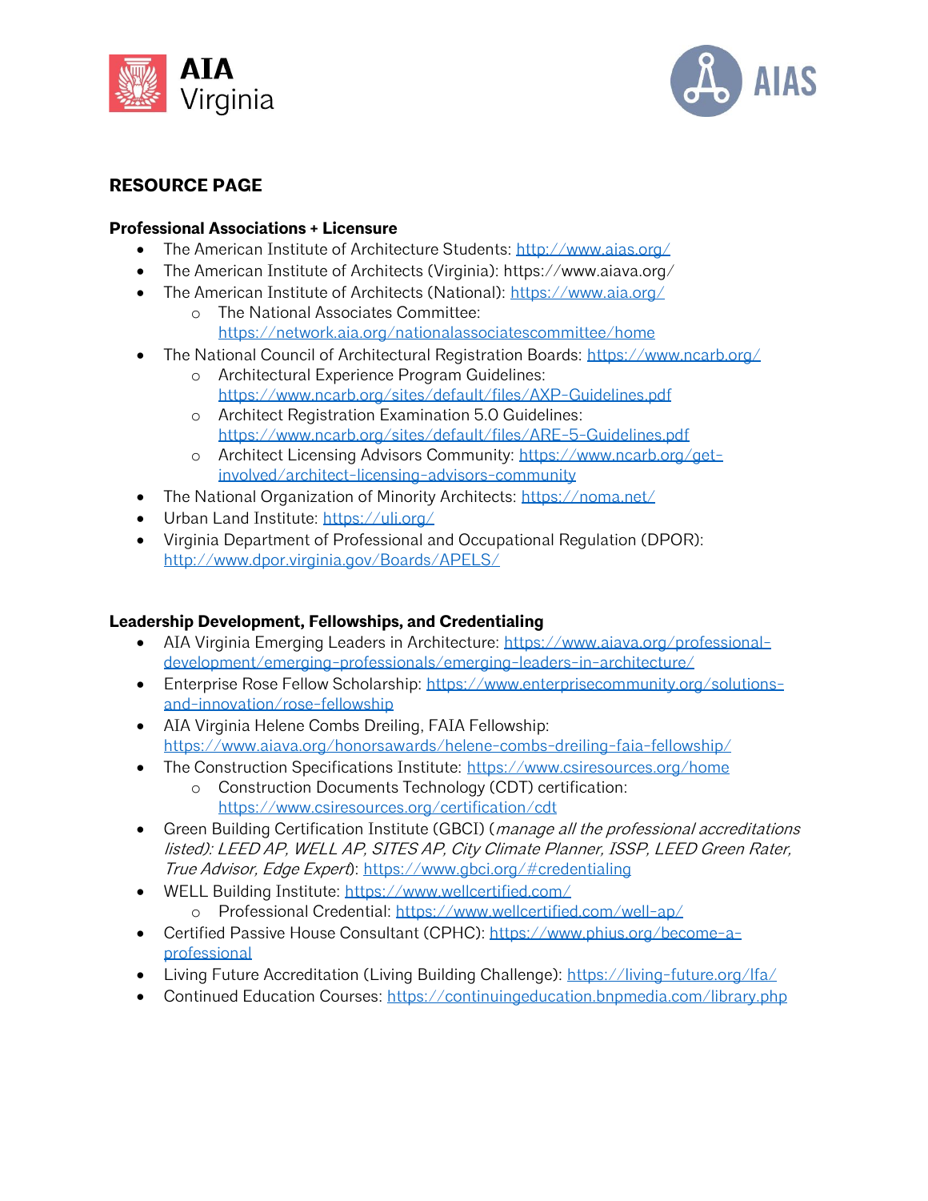AIA Virginia

AIAS

## RESOURCE PAGE

### Professional Associations + Licensure

- The American Institute of Architecture Students: http://www.aias.org/
- The American Institute of Architects (Virginia): https://www.aiava.org/
- The American Institute of Architects (National): https://www.aia.org/
  - The National Associates Committee: https://network.aia.org/nationalassociatescommittee/home
- The National Council of Architectural Registration Boards: https://www.ncarb.org/
  - Architectural Experience Program Guidelines: https://www.ncarb.org/sites/default/files/AXP-Guidelines.pdf
  - Architect Registration Examination 5.0 Guidelines: https://www.ncarb.org/sites/default/files/ARE-5-Guidelines.pdf
  - Architect Licensing Advisors Community: https://www.ncarb.org/get-involved/architect-licensing-advisors-community
- The National Organization of Minority Architects: https://noma.net/
- Urban Land Institute: https://uli.org/
- Virginia Department of Professional and Occupational Regulation (DPOR): http://www.dpor.virginia.gov/Boards/APELS/

### Leadership Development, Fellowships, and Credentialing

- AIA Virginia Emerging Leaders in Architecture: https://www.aiava.org/professional-development/emerging-professionals/emerging-leaders-in-architecture/
- Enterprise Rose Fellow Scholarship: https://www.enterprisecommunity.org/solutions-and-innovation/rose-fellowship
- AIA Virginia Helene Combs Dreiling, FAIA Fellowship: https://www.aiava.org/honorsawards/helene-combs-dreiling-faia-fellowship/
- The Construction Specifications Institute: https://www.csiresources.org/home
  - Construction Documents Technology (CDT) certification: https://www.csiresources.org/certification/cdt
- Green Building Certification Institute (GBCI) (*manage all the professional accreditations listed): LEED AP, WELL AP, SITES AP, City Climate Planner, ISSP, LEED Green Rater, True Advisor, Edge Expert*): https://www.gbci.org/#credentialing
- WELL Building Institute: https://www.wellcertified.com/
  - Professional Credential: https://www.wellcertified.com/well-ap/
- Certified Passive House Consultant (CPHC): https://www.phius.org/become-a-professional
- Living Future Accreditation (Living Building Challenge): https://living-future.org/lfa/
- Continued Education Courses: https://continuingeducation.bnpmedia.com/library.php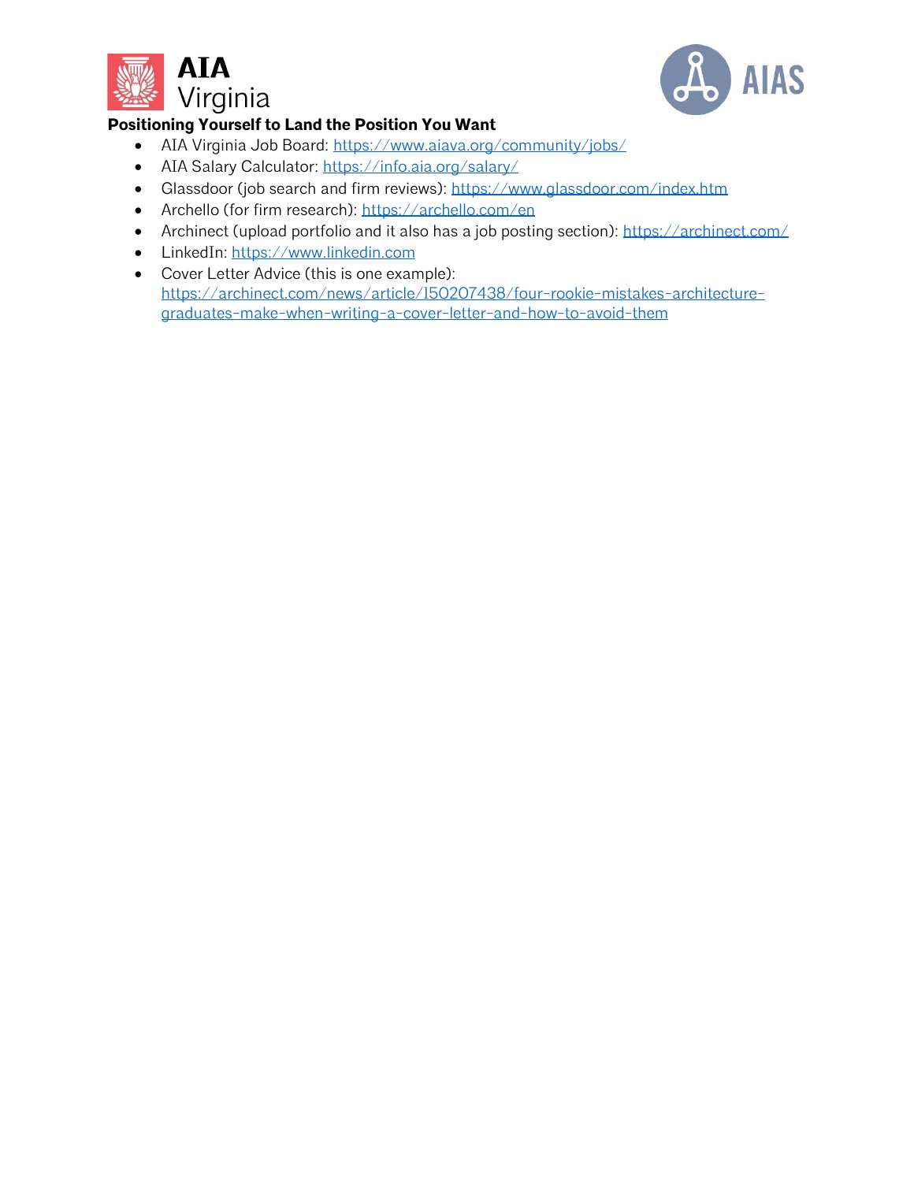**Positioning Yourself to Land the Position You Want**

- AIA Virginia Job Board: https://www.aiava.org/community/jobs/
- AIA Salary Calculator: https://info.aia.org/salary/
- Glassdoor (job search and firm reviews): https://www.glassdoor.com/index.htm
- Archello (for firm research): https://archello.com/en
- Archinect (upload portfolio and it also has a job posting section): https://archinect.com/
- LinkedIn: https://www.linkedin.com
- Cover Letter Advice (this is one example): https://archinect.com/news/article/150207438/four-rookie-mistakes-architecture-graduates-make-when-writing-a-cover-letter-and-how-to-avoid-them